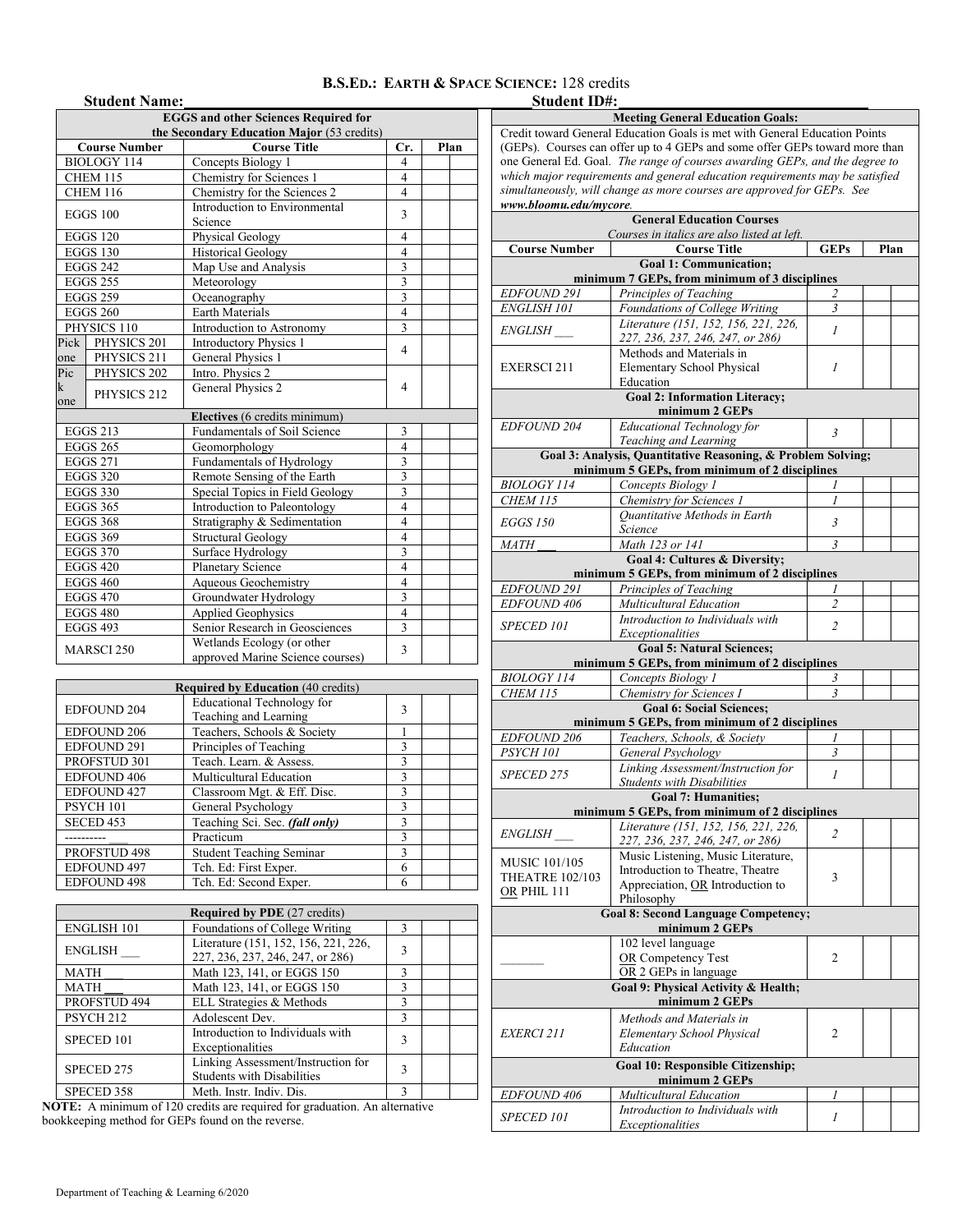# B.S.Ed.: Earth & Space Science: 128 credits

**Student Name:** ______________________ **Student ID#:** ______________________

| EGGS and other Sciences Required for the Secondary Education Major (53 credits) | | | | |
|---|---|---|---|---|
| **Course Number** | **Course Title** | **Cr.** | **Plan** | |
| BIOLOGY 114 | Concepts Biology 1 | 4 | | |
| CHEM 115 | Chemistry for Sciences 1 | 4 | | |
| CHEM 116 | Chemistry for the Sciences 2 | 4 | | |
| EGGS 100 | Introduction to Environmental Science | 3 | | |
| EGGS 120 | Physical Geology | 4 | | |
| EGGS 130 | Historical Geology | 4 | | |
| EGGS 242 | Map Use and Analysis | 3 | | |
| EGGS 255 | Meteorology | 3 | | |
| EGGS 259 | Oceanography | 3 | | |
| EGGS 260 | Earth Materials | 4 | | |
| PHYSICS 110 | Introduction to Astronomy | 3 | | |
| Pick one: PHYSICS 201 | Introductory Physics 1 | 4 | | |
| PHYSICS 211 | General Physics 1 | | | |
| Pick one: PHYSICS 202 | Intro. Physics 2 | 4 | | |
| PHYSICS 212 | General Physics 2 | | | |
| **Electives** (6 credits minimum) | | | | |
| EGGS 213 | Fundamentals of Soil Science | 3 | | |
| EGGS 265 | Geomorphology | 4 | | |
| EGGS 271 | Fundamentals of Hydrology | 3 | | |
| EGGS 320 | Remote Sensing of the Earth | 3 | | |
| EGGS 330 | Special Topics in Field Geology | 3 | | |
| EGGS 365 | Introduction to Paleontology | 4 | | |
| EGGS 368 | Stratigraphy & Sedimentation | 4 | | |
| EGGS 369 | Structural Geology | 4 | | |
| EGGS 370 | Surface Hydrology | 3 | | |
| EGGS 420 | Planetary Science | 4 | | |
| EGGS 460 | Aqueous Geochemistry | 4 | | |
| EGGS 470 | Groundwater Hydrology | 3 | | |
| EGGS 480 | Applied Geophysics | 4 | | |
| EGGS 493 | Senior Research in Geosciences | 3 | | |
| MARSCI 250 | Wetlands Ecology (or other approved Marine Science courses) | 3 | | |

| Required by Education (40 credits) | | | | |
|---|---|---|---|---|
| EDFOUND 204 | Educational Technology for Teaching and Learning | 3 | | |
| EDFOUND 206 | Teachers, Schools & Society | 1 | | |
| EDFOUND 291 | Principles of Teaching | 3 | | |
| PROFSTUD 301 | Teach. Learn. & Assess. | 3 | | |
| EDFOUND 406 | Multicultural Education | 3 | | |
| EDFOUND 427 | Classroom Mgt. & Eff. Disc. | 3 | | |
| PSYCH 101 | General Psychology | 3 | | |
| SECED 453 | Teaching Sci. Sec. ***(fall only)*** | 3 | | |
| ---------- ___ | Practicum | 3 | | |
| PROFSTUD 498 | Student Teaching Seminar | 3 | | |
| EDFOUND 497 | Tch. Ed: First Exper. | 6 | | |
| EDFOUND 498 | Tch. Ed: Second Exper. | 6 | | |

| Required by PDE (27 credits) | | | | |
|---|---|---|---|---|
| ENGLISH 101 | Foundations of College Writing | 3 | | |
| ENGLISH ___ | Literature (151, 152, 156, 221, 226, 227, 236, 237, 246, 247, or 286) | 3 | | |
| MATH ___ | Math 123, 141, or EGGS 150 | 3 | | |
| MATH ___ | Math 123, 141, or EGGS 150 | 3 | | |
| PROFSTUD 494 | ELL Strategies & Methods | 3 | | |
| PSYCH 212 | Adolescent Dev. | 3 | | |
| SPECED 101 | Introduction to Individuals with Exceptionalities | 3 | | |
| SPECED 275 | Linking Assessment/Instruction for Students with Disabilities | 3 | | |
| SPECED 358 | Meth. Instr. Indiv. Dis. | 3 | | |

**NOTE:** A minimum of 120 credits are required for graduation. An alternative bookkeeping method for GEPs found on the reverse.

## Meeting General Education Goals:

Credit toward General Education Goals is met with General Education Points (GEPs). Courses can offer up to 4 GEPs and some offer GEPs toward more than one General Ed. Goal. *The range of courses awarding GEPs, and the degree to which major requirements and general education requirements may be satisfied simultaneously, will change as more courses are approved for GEPs. See **www.bloomu.edu/mycore**.*

| General Education Courses *(Courses in italics are also listed at left.)* | | | | |
|---|---|---|---|---|
| **Course Number** | **Course Title** | **GEPs** | **Plan** | |
| **Goal 1: Communication; minimum 7 GEPs, from minimum of 3 disciplines** | | | | |
| *EDFOUND 291* | *Principles of Teaching* | *2* | | |
| *ENGLISH 101* | *Foundations of College Writing* | *3* | | |
| *ENGLISH ___* | *Literature (151, 152, 156, 221, 226, 227, 236, 237, 246, 247, or 286)* | *1* | | |
| EXERSCI 211 | Methods and Materials in Elementary School Physical Education | *1* | | |
| **Goal 2: Information Literacy; minimum 2 GEPs** | | | | |
| *EDFOUND 204* | *Educational Technology for Teaching and Learning* | *3* | | |
| **Goal 3: Analysis, Quantitative Reasoning, & Problem Solving; minimum 5 GEPs, from minimum of 2 disciplines** | | | | |
| *BIOLOGY 114* | *Concepts Biology 1* | *1* | | |
| *CHEM 115* | *Chemistry for Sciences 1* | *1* | | |
| *EGGS 150* | *Quantitative Methods in Earth Science* | *3* | | |
| *MATH ___* | *Math 123 or 141* | *3* | | |
| **Goal 4: Cultures & Diversity; minimum 5 GEPs, from minimum of 2 disciplines** | | | | |
| *EDFOUND 291* | *Principles of Teaching* | *1* | | |
| *EDFOUND 406* | *Multicultural Education* | *2* | | |
| *SPECED 101* | *Introduction to Individuals with Exceptionalities* | *2* | | |
| **Goal 5: Natural Sciences; minimum 5 GEPs, from minimum of 2 disciplines** | | | | |
| *BIOLOGY 114* | *Concepts Biology 1* | *3* | | |
| *CHEM 115* | *Chemistry for Sciences I* | *3* | | |
| **Goal 6: Social Sciences; minimum 5 GEPs, from minimum of 2 disciplines** | | | | |
| *EDFOUND 206* | *Teachers, Schools, & Society* | *1* | | |
| *PSYCH 101* | *General Psychology* | *3* | | |
| *SPECED 275* | *Linking Assessment/Instruction for Students with Disabilities* | *1* | | |
| **Goal 7: Humanities; minimum 5 GEPs, from minimum of 2 disciplines** | | | | |
| *ENGLISH ___* | *Literature (151, 152, 156, 221, 226, 227, 236, 237, 246, 247, or 286)* | *2* | | |
| MUSIC 101/105 THEATRE 102/103 <u>OR</u> PHIL 111 | Music Listening, Music Literature, Introduction to Theatre, Theatre Appreciation, <u>OR</u> Introduction to Philosophy | 3 | | |
| **Goal 8: Second Language Competency; minimum 2 GEPs** | | | | |
| ______ | 102 level language <u>OR</u> Competency Test <u>OR</u> 2 GEPs in language | 2 | | |
| **Goal 9: Physical Activity & Health; minimum 2 GEPs** | | | | |
| *EXERCI 211* | *Methods and Materials in Elementary School Physical Education* | 2 | | |
| **Goal 10: Responsible Citizenship; minimum 2 GEPs** | | | | |
| *EDFOUND 406* | *Multicultural Education* | *1* | | |
| *SPECED 101* | *Introduction to Individuals with Exceptionalities* | *1* | | |

Department of Teaching & Learning 6/2020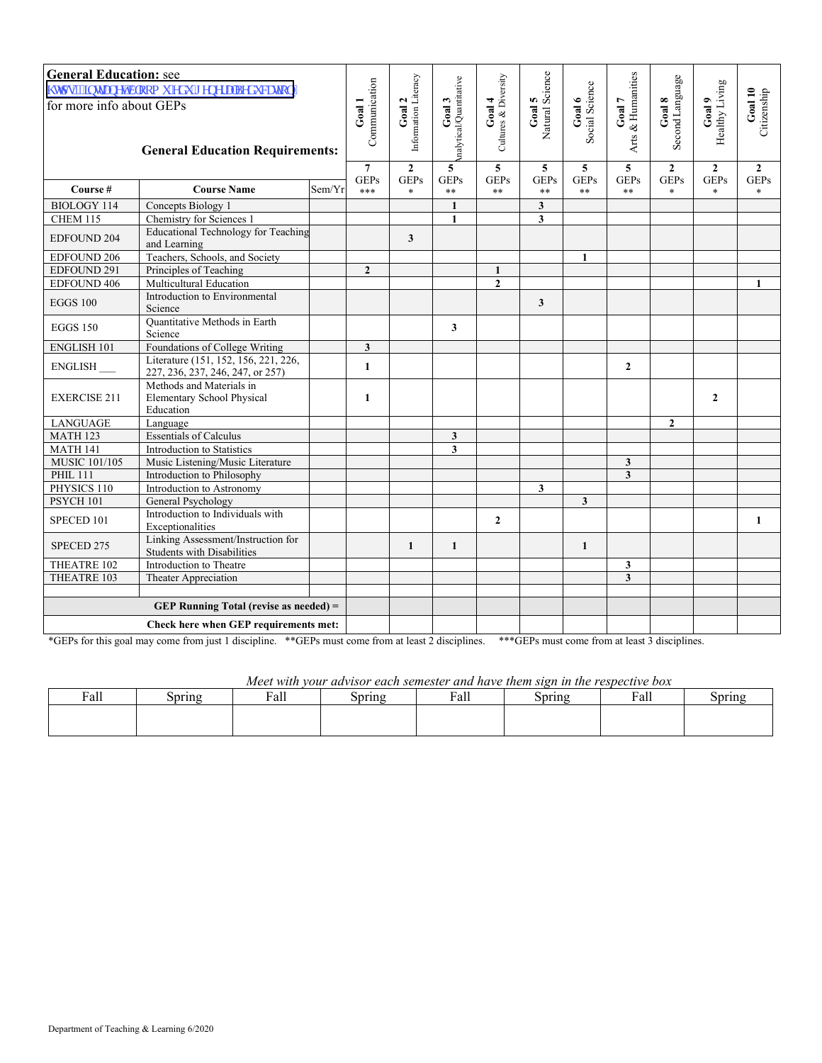**General Education:** see
KWWSVFDWDORJXZZHGXJHQHUDOHGXFDWLRQ
for more info about GEPs

| Course # | Course Name | Sem/Yr | Goal 1 Communication | Goal 2 Information Literacy | Goal 3 Analytical/Quantitative | Goal 4 Cultures & Diversity | Goal 5 Natural Science | Goal 6 Social Science | Goal 7 Arts & Humanities | Goal 8 Second Language | Goal 9 Healthy Living | Goal 10 Citizenship |
|---|---|---|---|---|---|---|---|---|---|---|---|---|
| **General Education Requirements:** | | | 7 GEPs *** | 2 GEPs * | 5 GEPs ** | 5 GEPs ** | 5 GEPs ** | 5 GEPs ** | 5 GEPs ** | 2 GEPs * | 2 GEPs * | 2 GEPs * |
| BIOLOGY 114 | Concepts Biology 1 | | | | 1 | | 3 | | | | | |
| CHEM 115 | Chemistry for Sciences 1 | | | | 1 | | 3 | | | | | |
| EDFOUND 204 | Educational Technology for Teaching and Learning | | | 3 | | | | | | | | |
| EDFOUND 206 | Teachers, Schools, and Society | | | | | | | 1 | | | | |
| EDFOUND 291 | Principles of Teaching | | 2 | | | 1 | | | | | | |
| EDFOUND 406 | Multicultural Education | | | | | 2 | | | | | | 1 |
| EGGS 100 | Introduction to Environmental Science | | | | | | 3 | | | | | |
| EGGS 150 | Quantitative Methods in Earth Science | | | | 3 | | | | | | | |
| ENGLISH 101 | Foundations of College Writing | | 3 | | | | | | | | | |
| ENGLISH ___ | Literature (151, 152, 156, 221, 226, 227, 236, 237, 246, 247, or 257) | | 1 | | | | | | 2 | | | |
| EXERCISE 211 | Methods and Materials in Elementary School Physical Education | | 1 | | | | | | | | 2 | |
| LANGUAGE | Language | | | | | | | | | 2 | | |
| MATH 123 | Essentials of Calculus | | | | 3 | | | | | | | |
| MATH 141 | Introduction to Statistics | | | | 3 | | | | | | | |
| MUSIC 101/105 | Music Listening/Music Literature | | | | | | | | 3 | | | |
| PHIL 111 | Introduction to Philosophy | | | | | | | | 3 | | | |
| PHYSICS 110 | Introduction to Astronomy | | | | | | 3 | | | | | |
| PSYCH 101 | General Psychology | | | | | | | 3 | | | | |
| SPECED 101 | Introduction to Individuals with Exceptionalities | | | | | 2 | | | | | | 1 |
| SPECED 275 | Linking Assessment/Instruction for Students with Disabilities | | | 1 | 1 | | | 1 | | | | |
| THEATRE 102 | Introduction to Theatre | | | | | | | | 3 | | | |
| THEATRE 103 | Theater Appreciation | | | | | | | | 3 | | | |
| | | | | | | | | | | | | |
| **GEP Running Total (revise as needed) =** | | | | | | | | | | | | |
| **Check here when GEP requirements met:** | | | | | | | | | | | | |

*GEPs for this goal may come from just 1 discipline. **GEPs must come from at least 2 disciplines. ***GEPs must come from at least 3 disciplines.

*Meet with your advisor each semester and have them sign in the respective box*

| Fall | Spring | Fall | Spring | Fall | Spring | Fall | Spring |
|---|---|---|---|---|---|---|---|
| | | | | | | | |

Department of Teaching & Learning 6/2020